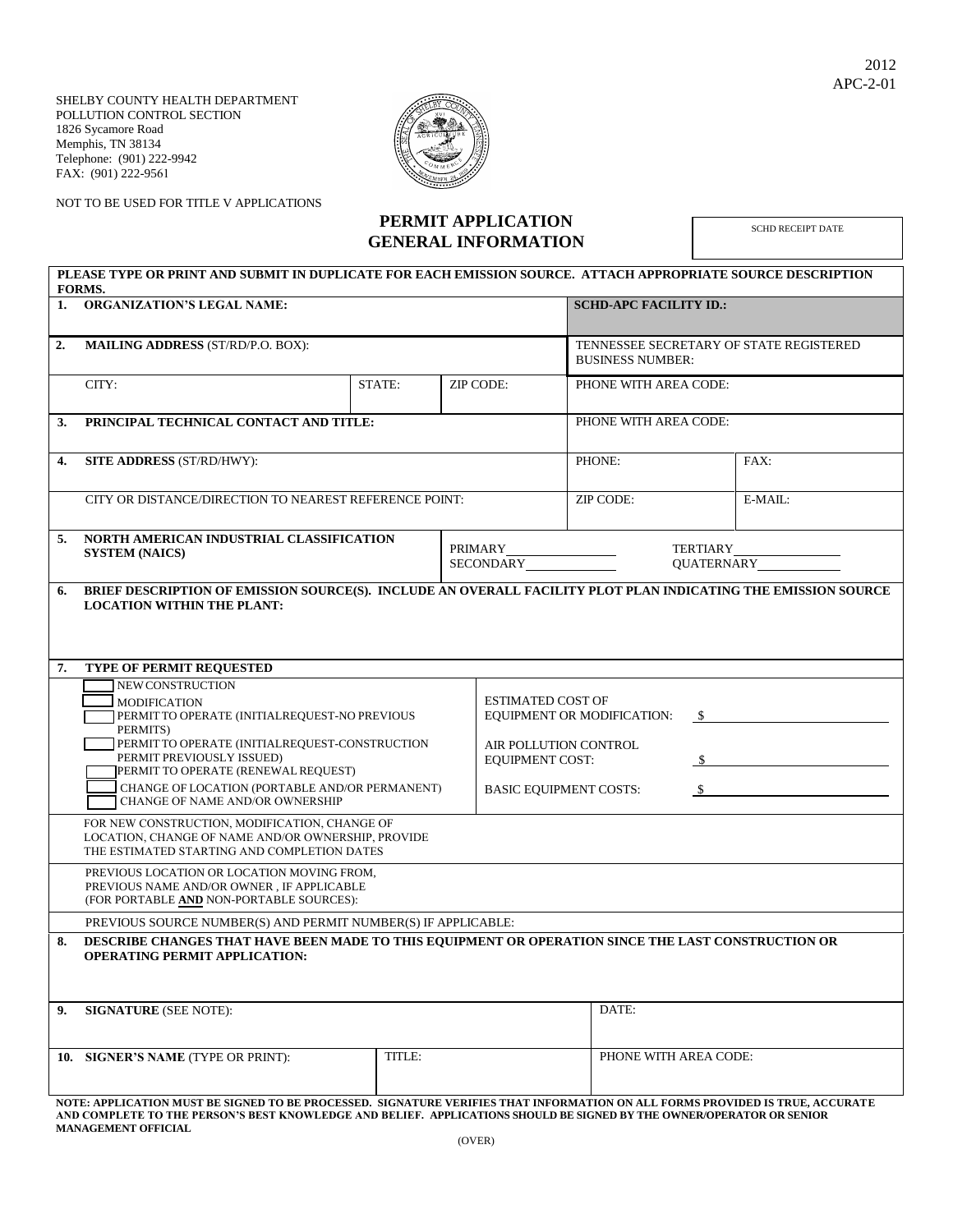2012
APC-2-01

SHELBY COUNTY HEALTH DEPARTMENT
POLLUTION CONTROL SECTION
1826 Sycamore Road
Memphis, TN 38134
Telephone: (901) 222-9942
FAX: (901) 222-9561

NOT TO BE USED FOR TITLE V APPLICATIONS

# PERMIT APPLICATION
# GENERAL INFORMATION

| SCHD RECEIPT DATE |
|---|
| |

**PLEASE TYPE OR PRINT AND SUBMIT IN DUPLICATE FOR EACH EMISSION SOURCE. ATTACH APPROPRIATE SOURCE DESCRIPTION FORMS.**

| | | | | |
|---|---|---|---|---|
| **1. ORGANIZATION'S LEGAL NAME:** | | | **SCHD-APC FACILITY ID.:** | |
| **2. MAILING ADDRESS** (ST/RD/P.O. BOX): | | | TENNESSEE SECRETARY OF STATE REGISTERED BUSINESS NUMBER: | |
| CITY: | STATE: | ZIP CODE: | PHONE WITH AREA CODE: | |
| **3. PRINCIPAL TECHNICAL CONTACT AND TITLE:** | | | PHONE WITH AREA CODE: | |
| **4. SITE ADDRESS** (ST/RD/HWY): | | | PHONE: | FAX: |
| CITY OR DISTANCE/DIRECTION TO NEAREST REFERENCE POINT: | | | ZIP CODE: | E-MAIL: |
| **5. NORTH AMERICAN INDUSTRIAL CLASSIFICATION SYSTEM (NAICS)** | | PRIMARY\_\_\_\_\_\_\_\_ SECONDARY\_\_\_\_\_\_\_\_ | TERTIARY\_\_\_\_\_\_\_\_ QUATERNARY\_\_\_\_\_\_\_\_ | |

**6. BRIEF DESCRIPTION OF EMISSION SOURCE(S). INCLUDE AN OVERALL FACILITY PLOT PLAN INDICATING THE EMISSION SOURCE LOCATION WITHIN THE PLANT:**

**7. TYPE OF PERMIT REQUESTED**

- ☐ NEW CONSTRUCTION
- ☐ MODIFICATION
- ☐ PERMIT TO OPERATE (INITIALREQUEST-NO PREVIOUS PERMITS)
- ☐ PERMIT TO OPERATE (INITIALREQUEST-CONSTRUCTION PERMIT PREVIOUSLY ISSUED)
- ☐ PERMIT TO OPERATE (RENEWAL REQUEST)
- ☐ CHANGE OF LOCATION (PORTABLE AND/OR PERMANENT)
- ☐ CHANGE OF NAME AND/OR OWNERSHIP

ESTIMATED COST OF EQUIPMENT OR MODIFICATION: $\_\_\_\_\_\_\_\_

AIR POLLUTION CONTROL EQUIPMENT COST: $\_\_\_\_\_\_\_\_

BASIC EQUIPMENT COSTS: $\_\_\_\_\_\_\_\_

FOR NEW CONSTRUCTION, MODIFICATION, CHANGE OF LOCATION, CHANGE OF NAME AND/OR OWNERSHIP, PROVIDE THE ESTIMATED STARTING AND COMPLETION DATES

PREVIOUS LOCATION OR LOCATION MOVING FROM, PREVIOUS NAME AND/OR OWNER , IF APPLICABLE (FOR PORTABLE **AND** NON-PORTABLE SOURCES):

PREVIOUS SOURCE NUMBER(S) AND PERMIT NUMBER(S) IF APPLICABLE:

**8. DESCRIBE CHANGES THAT HAVE BEEN MADE TO THIS EQUIPMENT OR OPERATION SINCE THE LAST CONSTRUCTION OR OPERATING PERMIT APPLICATION:**

| | | |
|---|---|---|
| **9. SIGNATURE** (SEE NOTE): | | DATE: |
| **10. SIGNER'S NAME** (TYPE OR PRINT): | TITLE: | PHONE WITH AREA CODE: |

**NOTE: APPLICATION MUST BE SIGNED TO BE PROCESSED. SIGNATURE VERIFIES THAT INFORMATION ON ALL FORMS PROVIDED IS TRUE, ACCURATE AND COMPLETE TO THE PERSON'S BEST KNOWLEDGE AND BELIEF. APPLICATIONS SHOULD BE SIGNED BY THE OWNER/OPERATOR OR SENIOR MANAGEMENT OFFICIAL**

(OVER)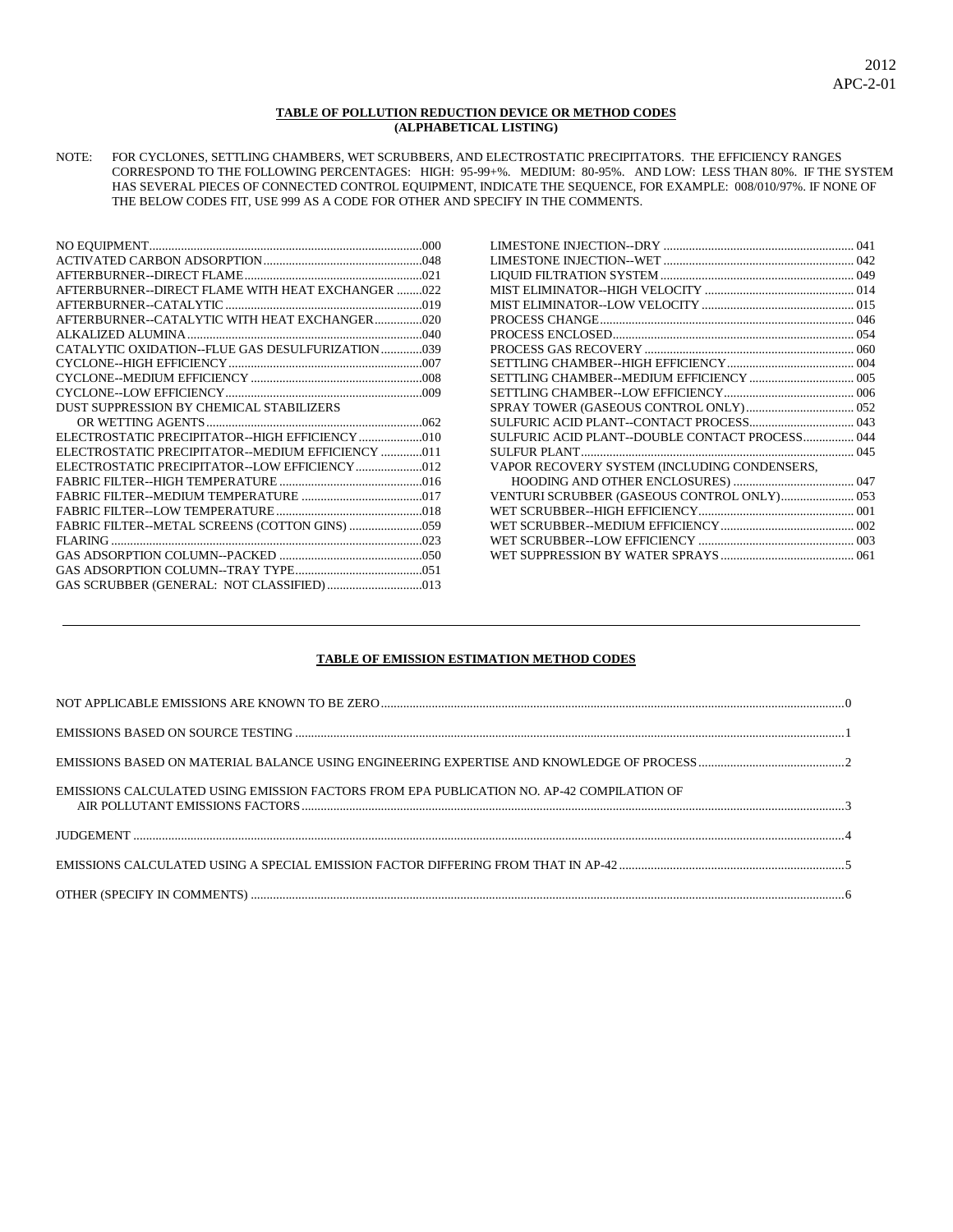## TABLE OF POLLUTION REDUCTION DEVICE OR METHOD CODES
### (ALPHABETICAL LISTING)

NOTE: FOR CYCLONES, SETTLING CHAMBERS, WET SCRUBBERS, AND ELECTROSTATIC PRECIPITATORS. THE EFFICIENCY RANGES CORRESPOND TO THE FOLLOWING PERCENTAGES: HIGH: 95-99+%. MEDIUM: 80-95%. AND LOW: LESS THAN 80%. IF THE SYSTEM HAS SEVERAL PIECES OF CONNECTED CONTROL EQUIPMENT, INDICATE THE SEQUENCE, FOR EXAMPLE: 008/010/97%. IF NONE OF THE BELOW CODES FIT, USE 999 AS A CODE FOR OTHER AND SPECIFY IN THE COMMENTS.

| | |
|---|---|
| NO EQUIPMENT | 000 |
| ACTIVATED CARBON ADSORPTION | 048 |
| AFTERBURNER--DIRECT FLAME | 021 |
| AFTERBURNER--DIRECT FLAME WITH HEAT EXCHANGER | 022 |
| AFTERBURNER--CATALYTIC | 019 |
| AFTERBURNER--CATALYTIC WITH HEAT EXCHANGER | 020 |
| ALKALIZED ALUMINA | 040 |
| CATALYTIC OXIDATION--FLUE GAS DESULFURIZATION | 039 |
| CYCLONE--HIGH EFFICIENCY | 007 |
| CYCLONE--MEDIUM EFFICIENCY | 008 |
| CYCLONE--LOW EFFICIENCY | 009 |
| DUST SUPPRESSION BY CHEMICAL STABILIZERS OR WETTING AGENTS | 062 |
| ELECTROSTATIC PRECIPITATOR--HIGH EFFICIENCY | 010 |
| ELECTROSTATIC PRECIPITATOR--MEDIUM EFFICIENCY | 011 |
| ELECTROSTATIC PRECIPITATOR--LOW EFFICIENCY | 012 |
| FABRIC FILTER--HIGH TEMPERATURE | 016 |
| FABRIC FILTER--MEDIUM TEMPERATURE | 017 |
| FABRIC FILTER--LOW TEMPERATURE | 018 |
| FABRIC FILTER--METAL SCREENS (COTTON GINS) | 059 |
| FLARING | 023 |
| GAS ADSORPTION COLUMN--PACKED | 050 |
| GAS ADSORPTION COLUMN--TRAY TYPE | 051 |
| GAS SCRUBBER (GENERAL: NOT CLASSIFIED) | 013 |
| LIMESTONE INJECTION--DRY | 041 |
| LIMESTONE INJECTION--WET | 042 |
| LIQUID FILTRATION SYSTEM | 049 |
| MIST ELIMINATOR--HIGH VELOCITY | 014 |
| MIST ELIMINATOR--LOW VELOCITY | 015 |
| PROCESS CHANGE | 046 |
| PROCESS ENCLOSED | 054 |
| PROCESS GAS RECOVERY | 060 |
| SETTLING CHAMBER--HIGH EFFICIENCY | 004 |
| SETTLING CHAMBER--MEDIUM EFFICIENCY | 005 |
| SETTLING CHAMBER--LOW EFFICIENCY | 006 |
| SPRAY TOWER (GASEOUS CONTROL ONLY) | 052 |
| SULFURIC ACID PLANT--CONTACT PROCESS | 043 |
| SULFURIC ACID PLANT--DOUBLE CONTACT PROCESS | 044 |
| SULFUR PLANT | 045 |
| VAPOR RECOVERY SYSTEM (INCLUDING CONDENSERS, HOODING AND OTHER ENCLOSURES) | 047 |
| VENTURI SCRUBBER (GASEOUS CONTROL ONLY) | 053 |
| WET SCRUBBER--HIGH EFFICIENCY | 001 |
| WET SCRUBBER--MEDIUM EFFICIENCY | 002 |
| WET SCRUBBER--LOW EFFICIENCY | 003 |
| WET SUPPRESSION BY WATER SPRAYS | 061 |

---

## TABLE OF EMISSION ESTIMATION METHOD CODES

| | |
|---|---|
| NOT APPLICABLE EMISSIONS ARE KNOWN TO BE ZERO | 0 |
| EMISSIONS BASED ON SOURCE TESTING | 1 |
| EMISSIONS BASED ON MATERIAL BALANCE USING ENGINEERING EXPERTISE AND KNOWLEDGE OF PROCESS | 2 |
| EMISSIONS CALCULATED USING EMISSION FACTORS FROM EPA PUBLICATION NO. AP-42 COMPILATION OF AIR POLLUTANT EMISSIONS FACTORS | 3 |
| JUDGEMENT | 4 |
| EMISSIONS CALCULATED USING A SPECIAL EMISSION FACTOR DIFFERING FROM THAT IN AP-42 | 5 |
| OTHER (SPECIFY IN COMMENTS) | 6 |